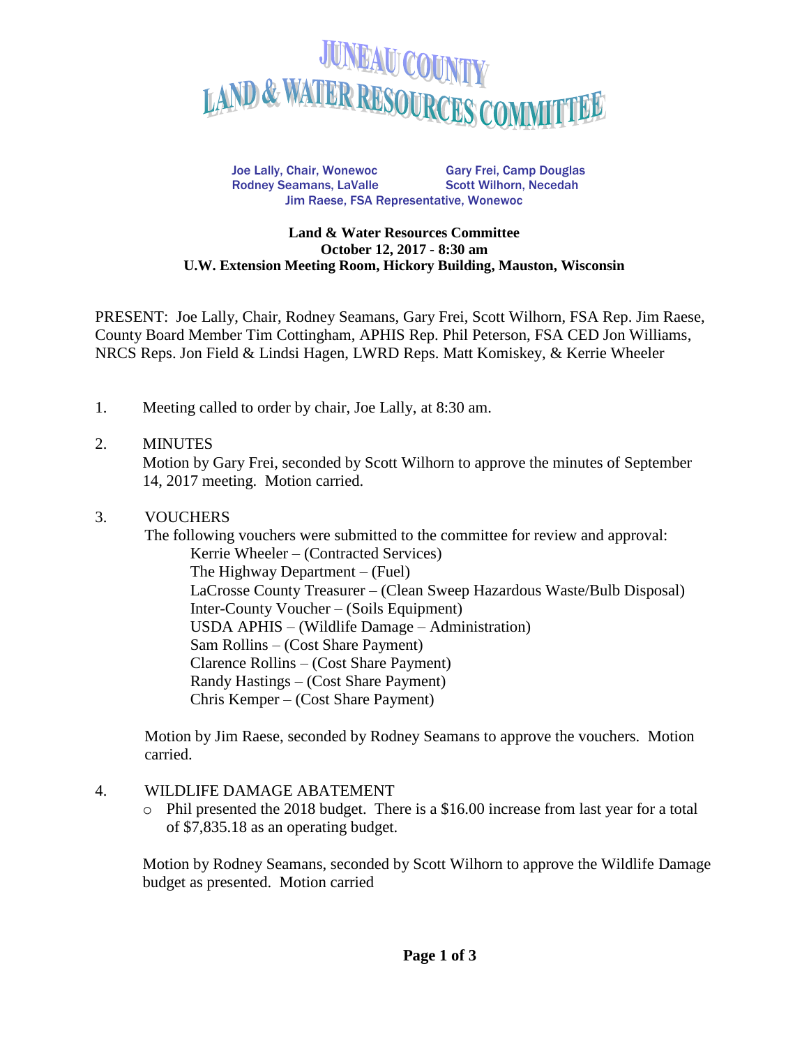# JUNEAU COUNTY LAND & WATER RESOURCES COMMITTEE

Joe Lally, Chair, Wonewoc  
Gary Frei, Camp Douglas  
Rodney Seamans, LaValle  
Scott Wilhorn, Necedah  
Jim Raese, FSA Representative, Wonewoc

**Land & Water Resources Committee**  
**October 12, 2017 - 8:30 am**  
**U.W. Extension Meeting Room, Hickory Building, Mauston, Wisconsin**

PRESENT: Joe Lally, Chair, Rodney Seamans, Gary Frei, Scott Wilhorn, FSA Rep. Jim Raese, County Board Member Tim Cottingham, APHIS Rep. Phil Peterson, FSA CED Jon Williams, NRCS Reps. Jon Field & Lindsi Hagen, LWRD Reps. Matt Komiskey, & Kerrie Wheeler

1. Meeting called to order by chair, Joe Lally, at 8:30 am.

2. MINUTES

   Motion by Gary Frei, seconded by Scott Wilhorn to approve the minutes of September 14, 2017 meeting. Motion carried.

3. VOUCHERS

   The following vouchers were submitted to the committee for review and approval:

   Kerrie Wheeler – (Contracted Services)  
   The Highway Department – (Fuel)  
   LaCrosse County Treasurer – (Clean Sweep Hazardous Waste/Bulb Disposal)  
   Inter-County Voucher – (Soils Equipment)  
   USDA APHIS – (Wildlife Damage – Administration)  
   Sam Rollins – (Cost Share Payment)  
   Clarence Rollins – (Cost Share Payment)  
   Randy Hastings – (Cost Share Payment)  
   Chris Kemper – (Cost Share Payment)

   Motion by Jim Raese, seconded by Rodney Seamans to approve the vouchers. Motion carried.

4. WILDLIFE DAMAGE ABATEMENT

   - Phil presented the 2018 budget. There is a $16.00 increase from last year for a total of $7,835.18 as an operating budget.

   Motion by Rodney Seamans, seconded by Scott Wilhorn to approve the Wildlife Damage budget as presented. Motion carried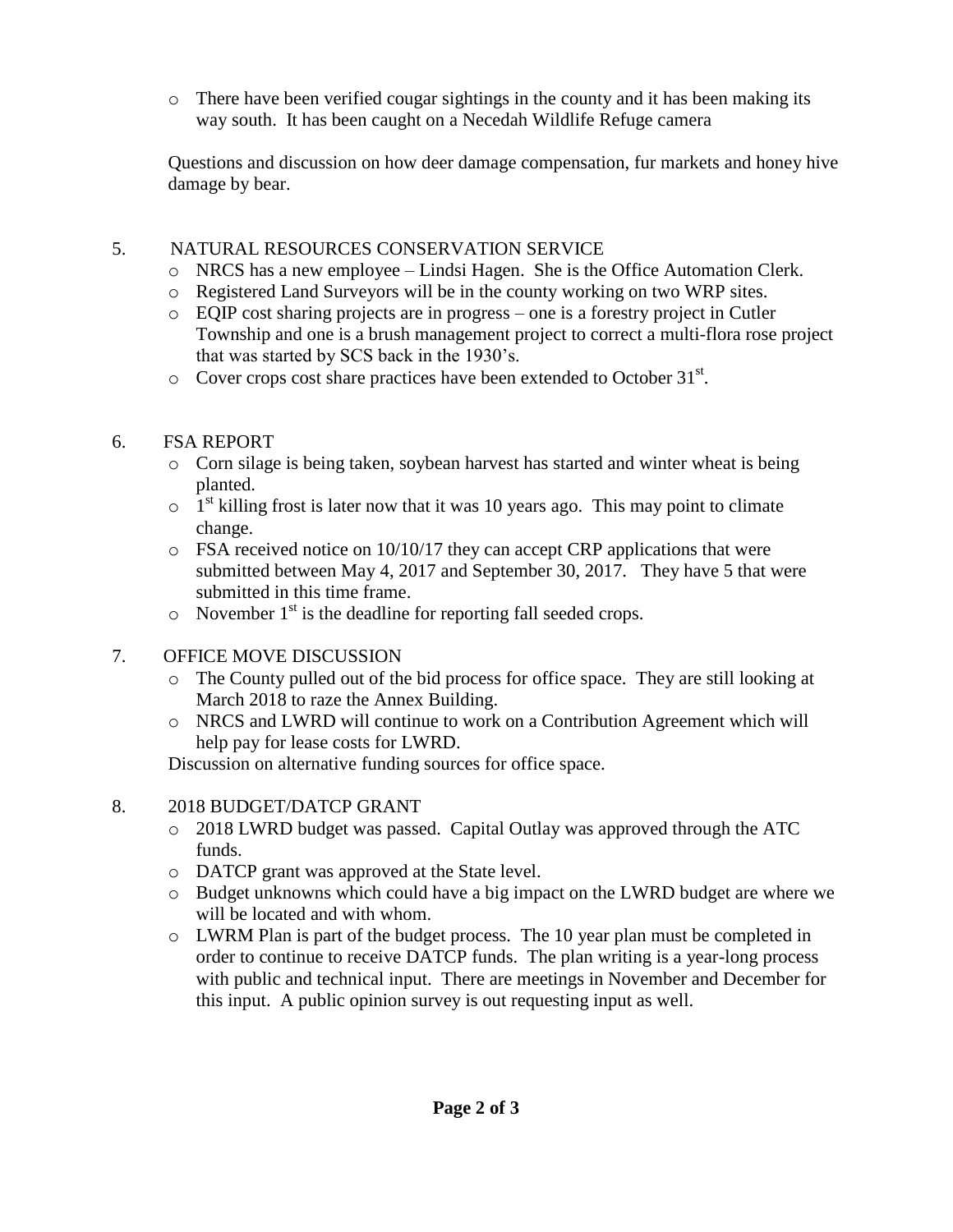- There have been verified cougar sightings in the county and it has been making its way south. It has been caught on a Necedah Wildlife Refuge camera

Questions and discussion on how deer damage compensation, fur markets and honey hive damage by bear.

5. NATURAL RESOURCES CONSERVATION SERVICE
   - NRCS has a new employee – Lindsi Hagen. She is the Office Automation Clerk.
   - Registered Land Surveyors will be in the county working on two WRP sites.
   - EQIP cost sharing projects are in progress – one is a forestry project in Cutler Township and one is a brush management project to correct a multi-flora rose project that was started by SCS back in the 1930's.
   - Cover crops cost share practices have been extended to October 31st.

6. FSA REPORT
   - Corn silage is being taken, soybean harvest has started and winter wheat is being planted.
   - 1st killing frost is later now that it was 10 years ago. This may point to climate change.
   - FSA received notice on 10/10/17 they can accept CRP applications that were submitted between May 4, 2017 and September 30, 2017. They have 5 that were submitted in this time frame.
   - November 1st is the deadline for reporting fall seeded crops.

7. OFFICE MOVE DISCUSSION
   - The County pulled out of the bid process for office space. They are still looking at March 2018 to raze the Annex Building.
   - NRCS and LWRD will continue to work on a Contribution Agreement which will help pay for lease costs for LWRD.

   Discussion on alternative funding sources for office space.

8. 2018 BUDGET/DATCP GRANT
   - 2018 LWRD budget was passed. Capital Outlay was approved through the ATC funds.
   - DATCP grant was approved at the State level.
   - Budget unknowns which could have a big impact on the LWRD budget are where we will be located and with whom.
   - LWRM Plan is part of the budget process. The 10 year plan must be completed in order to continue to receive DATCP funds. The plan writing is a year-long process with public and technical input. There are meetings in November and December for this input. A public opinion survey is out requesting input as well.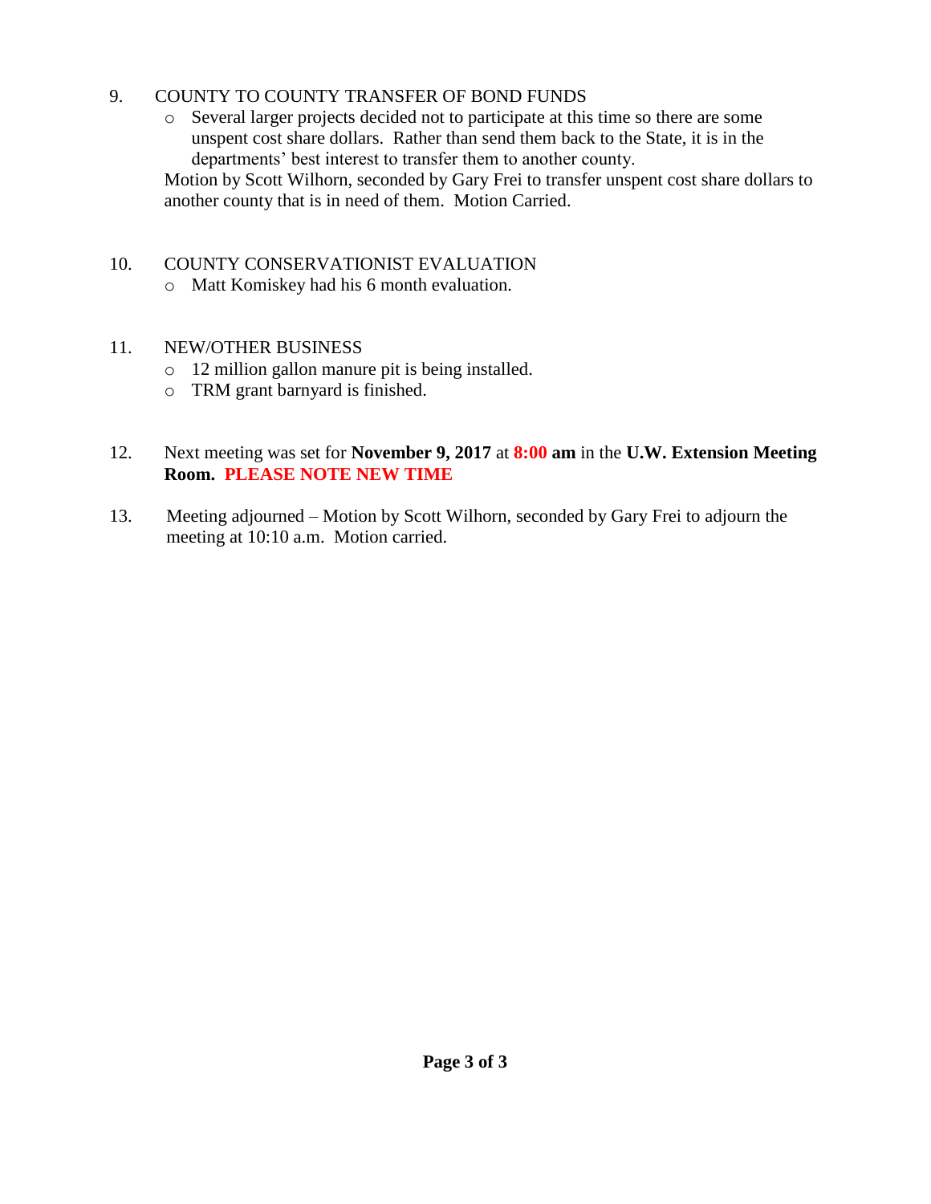9. COUNTY TO COUNTY TRANSFER OF BOND FUNDS
   - Several larger projects decided not to participate at this time so there are some unspent cost share dollars. Rather than send them back to the State, it is in the departments' best interest to transfer them to another county.

   Motion by Scott Wilhorn, seconded by Gary Frei to transfer unspent cost share dollars to another county that is in need of them. Motion Carried.

10. COUNTY CONSERVATIONIST EVALUATION
    - Matt Komiskey had his 6 month evaluation.

11. NEW/OTHER BUSINESS
    - 12 million gallon manure pit is being installed.
    - TRM grant barnyard is finished.

12. Next meeting was set for **November 9, 2017** at **8:00 am** in the **U.W. Extension Meeting Room. PLEASE NOTE NEW TIME**

13. Meeting adjourned – Motion by Scott Wilhorn, seconded by Gary Frei to adjourn the meeting at 10:10 a.m. Motion carried.